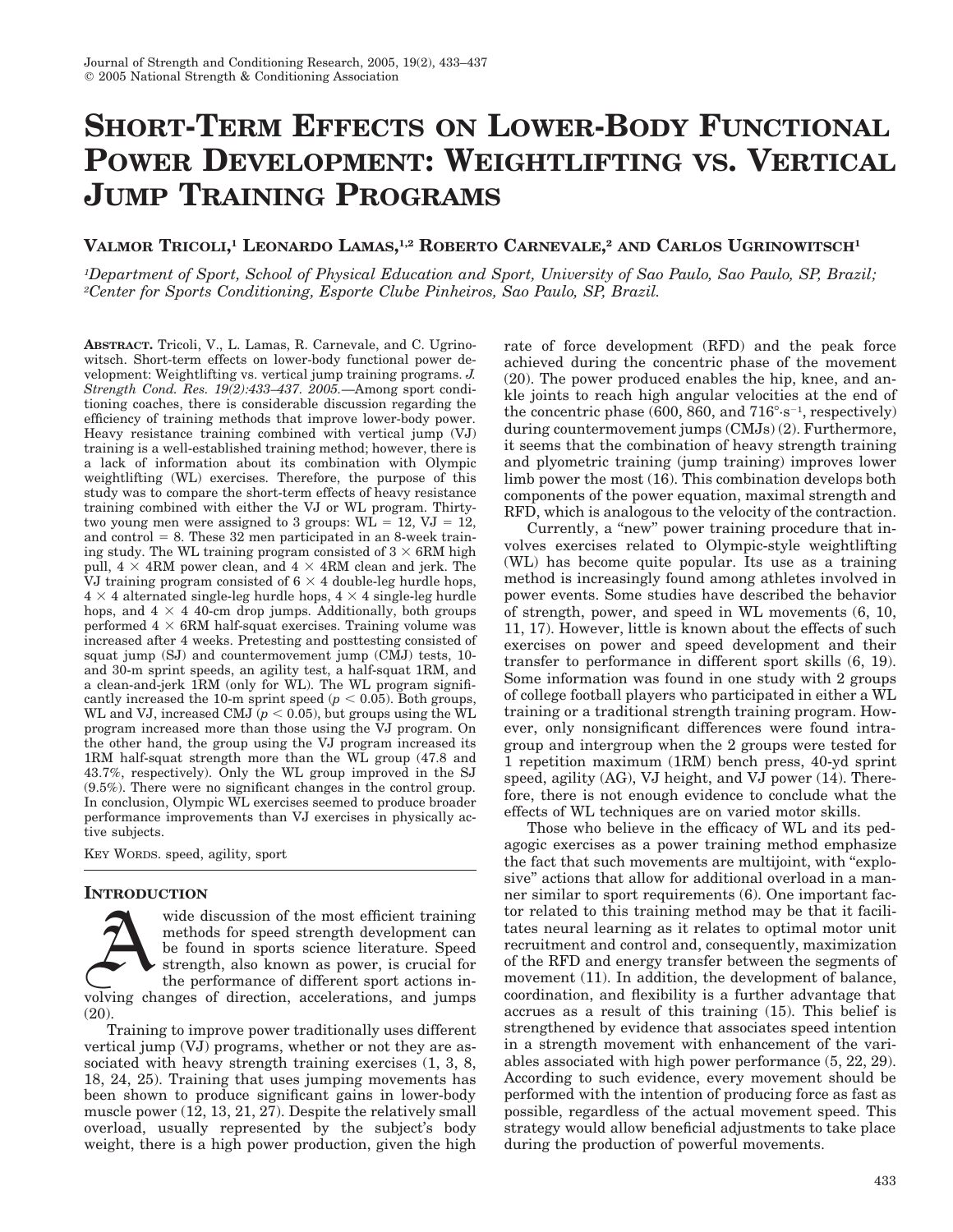# SHORT-TERM EFFECTS ON LOWER-BODY FUNCTIONAL POWER DEVELOPMENT: WEIGHTLIFTING VS. VERTICAL JUMP TRAINING PROGRAMS

**VALMOR TRICOLI,[1] LEONARDO LAMAS,[1,2] ROBERTO CARNEVALE,[2] AND CARLOS UGRINOWITSCH[1]**

*[1]Department of Sport, School of Physical Education and Sport, University of Sao Paulo, Sao Paulo, SP, Brazil;*
*[2]Center for Sports Conditioning, Esporte Clube Pinheiros, Sao Paulo, SP, Brazil.*

**ABSTRACT.** Tricoli, V., L. Lamas, R. Carnevale, and C. Ugrinowitsch. Short-term effects on lower-body functional power development: Weightlifting vs. vertical jump training programs. *J. Strength Cond. Res. 19(2):433–437. 2005.*—Among sport conditioning coaches, there is considerable discussion regarding the efficiency of training methods that improve lower-body power. Heavy resistance training combined with vertical jump (VJ) training is a well-established training method; however, there is a lack of information about its combination with Olympic weightlifting (WL) exercises. Therefore, the purpose of this study was to compare the short-term effects of heavy resistance training combined with either the VJ or WL program. Thirty-two young men were assigned to 3 groups: WL = 12, VJ = 12, and control = 8. These 32 men participated in an 8-week training study. The WL training program consisted of 3 × 6RM high pull, 4 × 4RM power clean, and 4 × 4RM clean and jerk. The VJ training program consisted of 6 × 4 double-leg hurdle hops, 4 × 4 alternated single-leg hurdle hops, 4 × 4 single-leg hurdle hops, and 4 × 4 40-cm drop jumps. Additionally, both groups performed 4 × 6RM half-squat exercises. Training volume was increased after 4 weeks. Pretesting and posttesting consisted of squat jump (SJ) and countermovement jump (CMJ) tests, 10- and 30-m sprint speeds, an agility test, a half-squat 1RM, and a clean-and-jerk 1RM (only for WL). The WL program significantly increased the 10-m sprint speed ($p < 0.05$). Both groups, WL and VJ, increased CMJ ($p < 0.05$), but groups using the WL program increased more than those using the VJ program. On the other hand, the group using the VJ program increased its 1RM half-squat strength more than the WL group (47.8 and 43.7%, respectively). Only the WL group improved in the SJ (9.5%). There were no significant changes in the control group. In conclusion, Olympic WL exercises seemed to produce broader performance improvements than VJ exercises in physically active subjects.

KEY WORDS. speed, agility, sport

## INTRODUCTION

A wide discussion of the most efficient training methods for speed strength development can be found in sports science literature. Speed strength, also known as power, is crucial for the performance of different sport actions involving changes of direction, accelerations, and jumps (20).

Training to improve power traditionally uses different vertical jump (VJ) programs, whether or not they are associated with heavy strength training exercises (1, 3, 8, 18, 24, 25). Training that uses jumping movements has been shown to produce significant gains in lower-body muscle power (12, 13, 21, 27). Despite the relatively small overload, usually represented by the subject's body weight, there is a high power production, given the high rate of force development (RFD) and the peak force achieved during the concentric phase of the movement (20). The power produced enables the hip, knee, and ankle joints to reach high angular velocities at the end of the concentric phase (600, 860, and 716°·s$^{-1}$, respectively) during countermovement jumps (CMJs) (2). Furthermore, it seems that the combination of heavy strength training and plyometric training (jump training) improves lower limb power the most (16). This combination develops both components of the power equation, maximal strength and RFD, which is analogous to the velocity of the contraction.

Currently, a "new" power training procedure that involves exercises related to Olympic-style weightlifting (WL) has become quite popular. Its use as a training method is increasingly found among athletes involved in power events. Some studies have described the behavior of strength, power, and speed in WL movements (6, 10, 11, 17). However, little is known about the effects of such exercises on power and speed development and their transfer to performance in different sport skills (6, 19). Some information was found in one study with 2 groups of college football players who participated in either a WL training or a traditional strength training program. However, only nonsignificant differences were found intragroup and intergroup when the 2 groups were tested for 1 repetition maximum (1RM) bench press, 40-yd sprint speed, agility (AG), VJ height, and VJ power (14). Therefore, there is not enough evidence to conclude what the effects of WL techniques are on varied motor skills.

Those who believe in the efficacy of WL and its pedagogic exercises as a power training method emphasize the fact that such movements are multijoint, with "explosive" actions that allow for additional overload in a manner similar to sport requirements (6). One important factor related to this training method may be that it facilitates neural learning as it relates to optimal motor unit recruitment and control and, consequently, maximization of the RFD and energy transfer between the segments of movement (11). In addition, the development of balance, coordination, and flexibility is a further advantage that accrues as a result of this training (15). This belief is strengthened by evidence that associates speed intention in a strength movement with enhancement of the variables associated with high power performance (5, 22, 29). According to such evidence, every movement should be performed with the intention of producing force as fast as possible, regardless of the actual movement speed. This strategy would allow beneficial adjustments to take place during the production of powerful movements.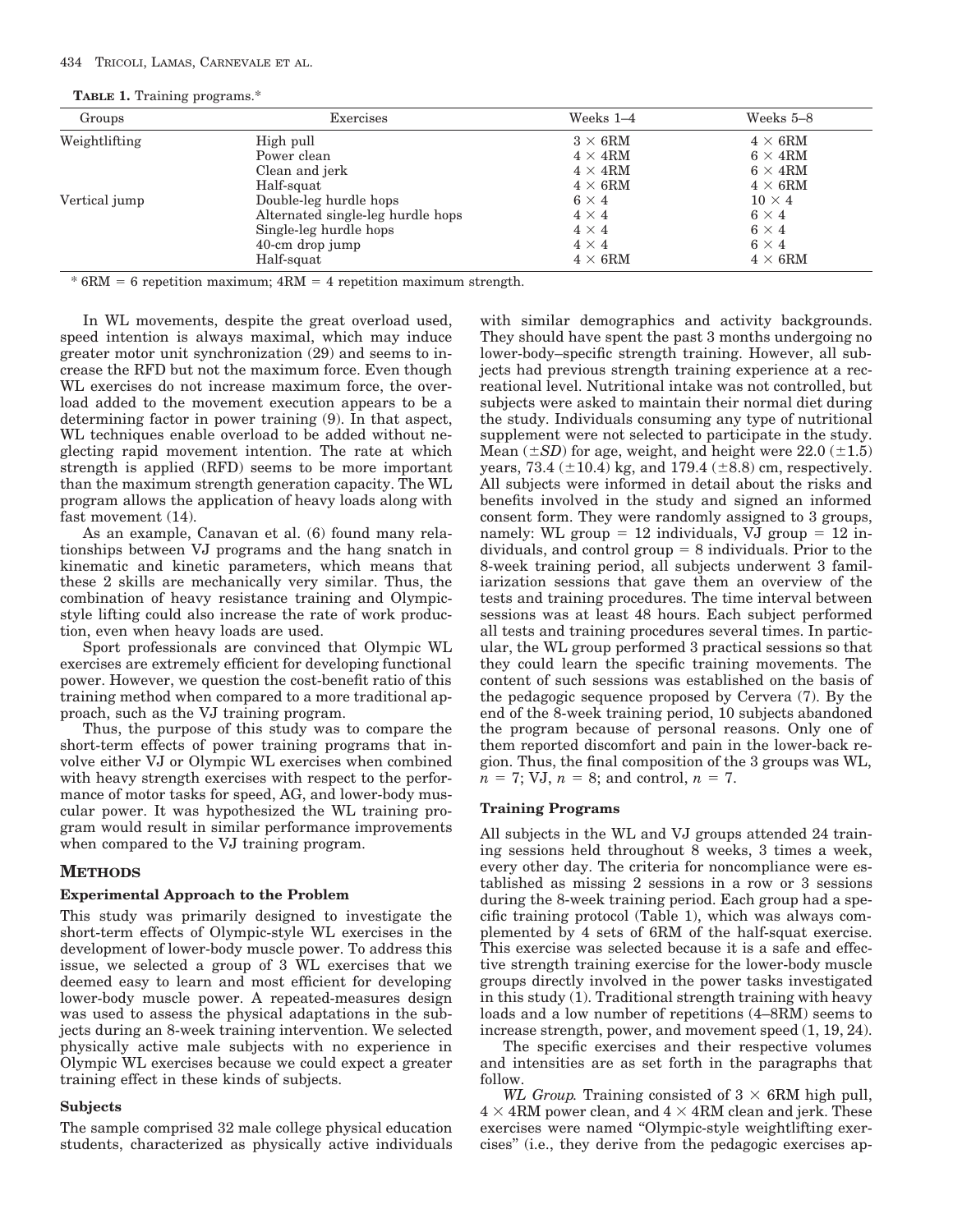**TABLE 1.** Training programs.*

| Groups | Exercises | Weeks 1–4 | Weeks 5–8 |
|---|---|---|---|
| Weightlifting | High pull | 3 × 6RM | 4 × 6RM |
| | Power clean | 4 × 4RM | 6 × 4RM |
| | Clean and jerk | 4 × 4RM | 6 × 4RM |
| | Half-squat | 4 × 6RM | 4 × 6RM |
| Vertical jump | Double-leg hurdle hops | 6 × 4 | 10 × 4 |
| | Alternated single-leg hurdle hops | 4 × 4 | 6 × 4 |
| | Single-leg hurdle hops | 4 × 4 | 6 × 4 |
| | 40-cm drop jump | 4 × 4 | 6 × 4 |
| | Half-squat | 4 × 6RM | 4 × 6RM |

* 6RM = 6 repetition maximum; 4RM = 4 repetition maximum strength.

In WL movements, despite the great overload used, speed intention is always maximal, which may induce greater motor unit synchronization (29) and seems to increase the RFD but not the maximum force. Even though WL exercises do not increase maximum force, the overload added to the movement execution appears to be a determining factor in power training (9). In that aspect, WL techniques enable overload to be added without neglecting rapid movement intention. The rate at which strength is applied (RFD) seems to be more important than the maximum strength generation capacity. The WL program allows the application of heavy loads along with fast movement (14).

As an example, Canavan et al. (6) found many relationships between VJ programs and the hang snatch in kinematic and kinetic parameters, which means that these 2 skills are mechanically very similar. Thus, the combination of heavy resistance training and Olympic-style lifting could also increase the rate of work production, even when heavy loads are used.

Sport professionals are convinced that Olympic WL exercises are extremely efficient for developing functional power. However, we question the cost-benefit ratio of this training method when compared to a more traditional approach, such as the VJ training program.

Thus, the purpose of this study was to compare the short-term effects of power training programs that involve either VJ or Olympic WL exercises when combined with heavy strength exercises with respect to the performance of motor tasks for speed, AG, and lower-body muscular power. It was hypothesized the WL training program would result in similar performance improvements when compared to the VJ training program.

## METHODS

### Experimental Approach to the Problem

This study was primarily designed to investigate the short-term effects of Olympic-style WL exercises in the development of lower-body muscle power. To address this issue, we selected a group of 3 WL exercises that we deemed easy to learn and most efficient for developing lower-body muscle power. A repeated-measures design was used to assess the physical adaptations in the subjects during an 8-week training intervention. We selected physically active male subjects with no experience in Olympic WL exercises because we could expect a greater training effect in these kinds of subjects.

### Subjects

The sample comprised 32 male college physical education students, characterized as physically active individuals with similar demographics and activity backgrounds. They should have spent the past 3 months undergoing no lower-body–specific strength training. However, all subjects had previous strength training experience at a recreational level. Nutritional intake was not controlled, but subjects were asked to maintain their normal diet during the study. Individuals consuming any type of nutritional supplement were not selected to participate in the study. Mean ($\pm SD$) for age, weight, and height were 22.0 ($\pm$1.5) years, 73.4 ($\pm$10.4) kg, and 179.4 ($\pm$8.8) cm, respectively. All subjects were informed in detail about the risks and benefits involved in the study and signed an informed consent form. They were randomly assigned to 3 groups, namely: WL group = 12 individuals, VJ group = 12 individuals, and control group = 8 individuals. Prior to the 8-week training period, all subjects underwent 3 familiarization sessions that gave them an overview of the tests and training procedures. The time interval between sessions was at least 48 hours. Each subject performed all tests and training procedures several times. In particular, the WL group performed 3 practical sessions so that they could learn the specific training movements. The content of such sessions was established on the basis of the pedagogic sequence proposed by Cervera (7). By the end of the 8-week training period, 10 subjects abandoned the program because of personal reasons. Only one of them reported discomfort and pain in the lower-back region. Thus, the final composition of the 3 groups was WL, $n$ = 7; VJ, $n$ = 8; and control, $n$ = 7.

### Training Programs

All subjects in the WL and VJ groups attended 24 training sessions held throughout 8 weeks, 3 times a week, every other day. The criteria for noncompliance were established as missing 2 sessions in a row or 3 sessions during the 8-week training period. Each group had a specific training protocol (Table 1), which was always complemented by 4 sets of 6RM of the half-squat exercise. This exercise was selected because it is a safe and effective strength training exercise for the lower-body muscle groups directly involved in the power tasks investigated in this study (1). Traditional strength training with heavy loads and a low number of repetitions (4–8RM) seems to increase strength, power, and movement speed (1, 19, 24).

The specific exercises and their respective volumes and intensities are as set forth in the paragraphs that follow.

*WL Group.* Training consisted of 3 × 6RM high pull, 4 × 4RM power clean, and 4 × 4RM clean and jerk. These exercises were named "Olympic-style weightlifting exercises" (i.e., they derive from the pedagogic exercises ap-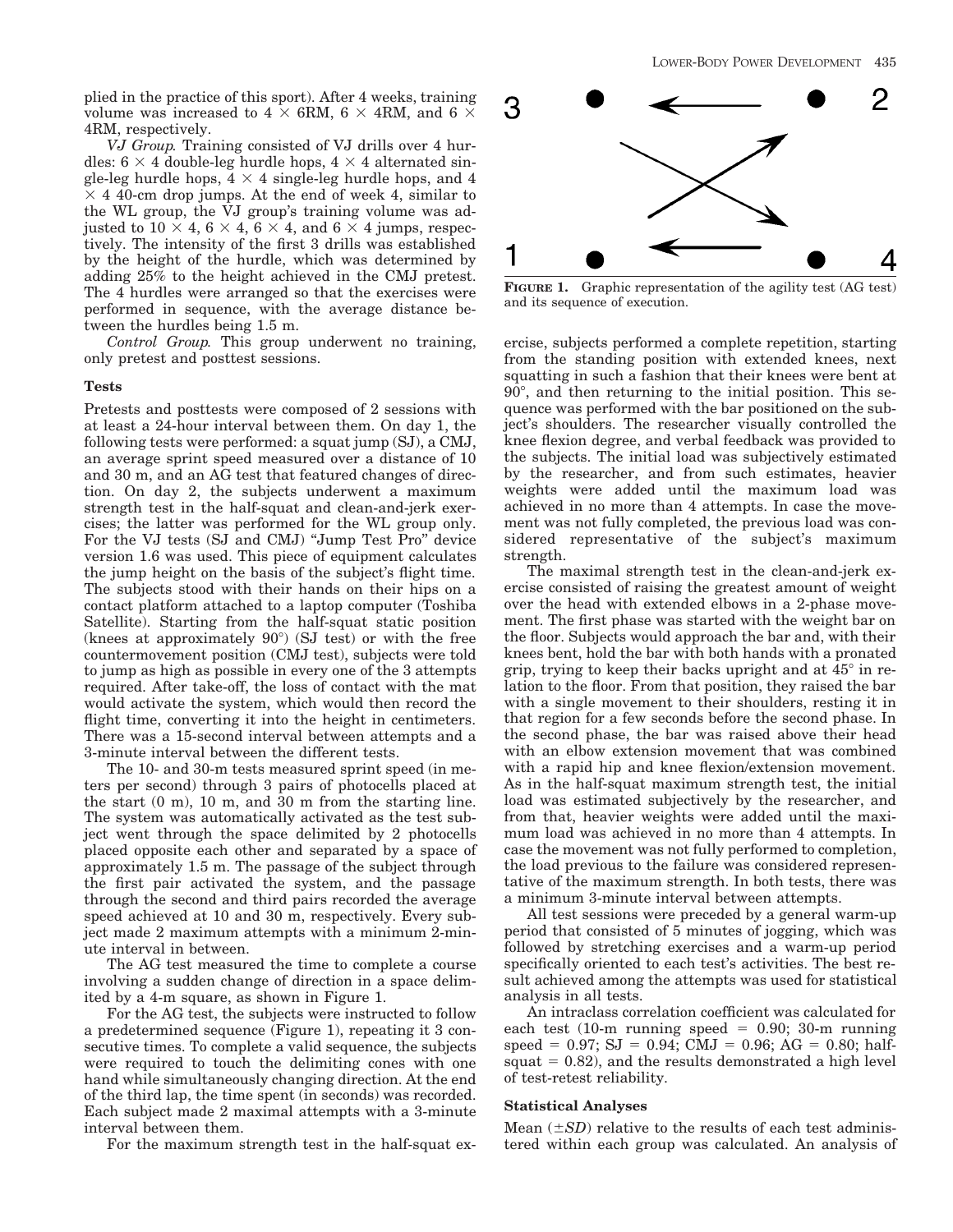plied in the practice of this sport). After 4 weeks, training volume was increased to 4 × 6RM, 6 × 4RM, and 6 × 4RM, respectively.

*VJ Group*. Training consisted of VJ drills over 4 hurdles: 6 × 4 double-leg hurdle hops, 4 × 4 alternated single-leg hurdle hops, 4 × 4 single-leg hurdle hops, and 4 × 4 40-cm drop jumps. At the end of week 4, similar to the WL group, the VJ group's training volume was adjusted to 10 × 4, 6 × 4, 6 × 4, and 6 × 4 jumps, respectively. The intensity of the first 3 drills was established by the height of the hurdle, which was determined by adding 25% to the height achieved in the CMJ pretest. The 4 hurdles were arranged so that the exercises were performed in sequence, with the average distance between the hurdles being 1.5 m.

*Control Group*. This group underwent no training, only pretest and posttest sessions.

### Tests

Pretests and posttests were composed of 2 sessions with at least a 24-hour interval between them. On day 1, the following tests were performed: a squat jump (SJ), a CMJ, an average sprint speed measured over a distance of 10 and 30 m, and an AG test that featured changes of direction. On day 2, the subjects underwent a maximum strength test in the half-squat and clean-and-jerk exercises; the latter was performed for the WL group only. For the VJ tests (SJ and CMJ) "Jump Test Pro" device version 1.6 was used. This piece of equipment calculates the jump height on the basis of the subject's flight time. The subjects stood with their hands on their hips on a contact platform attached to a laptop computer (Toshiba Satellite). Starting from the half-squat static position (knees at approximately 90°) (SJ test) or with the free countermovement position (CMJ test), subjects were told to jump as high as possible in every one of the 3 attempts required. After take-off, the loss of contact with the mat would activate the system, which would then record the flight time, converting it into the height in centimeters. There was a 15-second interval between attempts and a 3-minute interval between the different tests.

The 10- and 30-m tests measured sprint speed (in meters per second) through 3 pairs of photocells placed at the start (0 m), 10 m, and 30 m from the starting line. The system was automatically activated as the test subject went through the space delimited by 2 photocells placed opposite each other and separated by a space of approximately 1.5 m. The passage of the subject through the first pair activated the system, and the passage through the second and third pairs recorded the average speed achieved at 10 and 30 m, respectively. Every subject made 2 maximum attempts with a minimum 2-minute interval in between.

The AG test measured the time to complete a course involving a sudden change of direction in a space delimited by a 4-m square, as shown in Figure 1.

For the AG test, the subjects were instructed to follow a predetermined sequence (Figure 1), repeating it 3 consecutive times. To complete a valid sequence, the subjects were required to touch the delimiting cones with one hand while simultaneously changing direction. At the end of the third lap, the time spent (in seconds) was recorded. Each subject made 2 maximal attempts with a 3-minute interval between them.

For the maximum strength test in the half-squat exercise, subjects performed a complete repetition, starting from the standing position with extended knees, next squatting in such a fashion that their knees were bent at 90°, and then returning to the initial position. This sequence was performed with the bar positioned on the subject's shoulders. The researcher visually controlled the knee flexion degree, and verbal feedback was provided to the subjects. The initial load was subjectively estimated by the researcher, and from such estimates, heavier weights were added until the maximum load was achieved in no more than 4 attempts. In case the movement was not fully completed, the previous load was considered representative of the subject's maximum strength.

The maximal strength test in the clean-and-jerk exercise consisted of raising the greatest amount of weight over the head with extended elbows in a 2-phase movement. The first phase was started with the weight bar on the floor. Subjects would approach the bar and, with their knees bent, hold the bar with both hands with a pronated grip, trying to keep their backs upright and at 45° in relation to the floor. From that position, they raised the bar with a single movement to their shoulders, resting it in that region for a few seconds before the second phase. In the second phase, the bar was raised above their head with an elbow extension movement that was combined with a rapid hip and knee flexion/extension movement. As in the half-squat maximum strength test, the initial load was estimated subjectively by the researcher, and from that, heavier weights were added until the maximum load was achieved in no more than 4 attempts. In case the movement was not fully performed to completion, the load previous to the failure was considered representative of the maximum strength. In both tests, there was a minimum 3-minute interval between attempts.

All test sessions were preceded by a general warm-up period that consisted of 5 minutes of jogging, which was followed by stretching exercises and a warm-up period specifically oriented to each test's activities. The best result achieved among the attempts was used for statistical analysis in all tests.

An intraclass correlation coefficient was calculated for each test (10-m running speed = 0.90; 30-m running speed = 0.97; SJ = 0.94; CMJ = 0.96; AG = 0.80; half-squat = 0.82), and the results demonstrated a high level of test-retest reliability.

**FIGURE 1.** Graphic representation of the agility test (AG test) and its sequence of execution.

### Statistical Analyses

Mean (±*SD*) relative to the results of each test administered within each group was calculated. An analysis of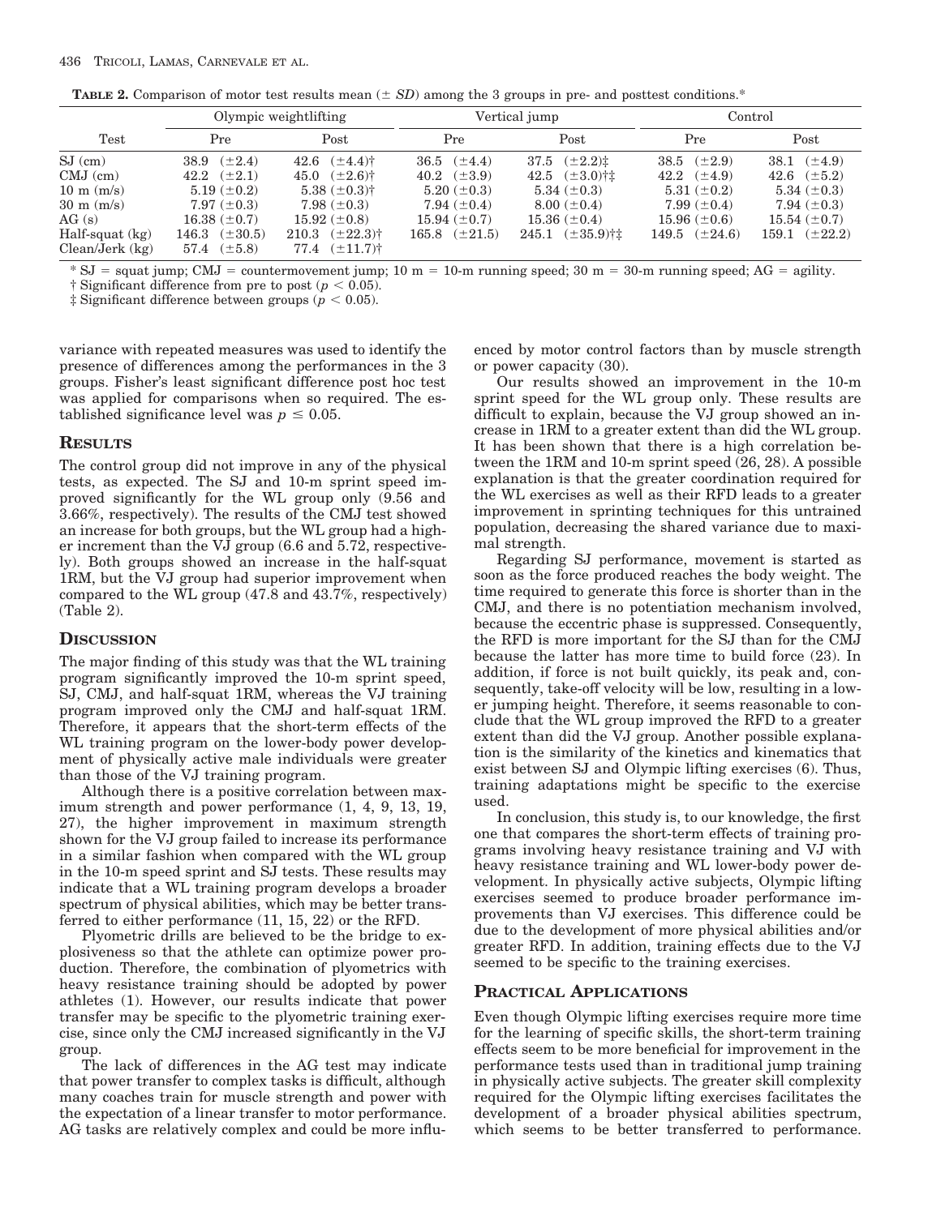**TABLE 2.** Comparison of motor test results mean (± *SD*) among the 3 groups in pre- and posttest conditions.*

| Test | Olympic weightlifting | | Vertical jump | | Control | |
|---|---|---|---|---|---|---|
| | Pre | Post | Pre | Post | Pre | Post |
| SJ (cm) | 38.9 (±2.4) | 42.6 (±4.4)† | 36.5 (±4.4) | 37.5 (±2.2)‡ | 38.5 (±2.9) | 38.1 (±4.9) |
| CMJ (cm) | 42.2 (±2.1) | 45.0 (±2.6)† | 40.2 (±3.9) | 42.5 (±3.0)†‡ | 42.2 (±4.9) | 42.6 (±5.2) |
| 10 m (m/s) | 5.19 (±0.2) | 5.38 (±0.3)† | 5.20 (±0.3) | 5.34 (±0.3) | 5.31 (±0.2) | 5.34 (±0.3) |
| 30 m (m/s) | 7.97 (±0.3) | 7.98 (±0.3) | 7.94 (±0.4) | 8.00 (±0.4) | 7.99 (±0.4) | 7.94 (±0.3) |
| AG (s) | 16.38 (±0.7) | 15.92 (±0.8) | 15.94 (±0.7) | 15.36 (±0.4) | 15.96 (±0.6) | 15.54 (±0.7) |
| Half-squat (kg) | 146.3 (±30.5) | 210.3 (±22.3)† | 165.8 (±21.5) | 245.1 (±35.9)†‡ | 149.5 (±24.6) | 159.1 (±22.2) |
| Clean/Jerk (kg) | 57.4 (±5.8) | 77.4 (±11.7)† | | | | |

\* SJ = squat jump; CMJ = countermovement jump; 10 m = 10-m running speed; 30 m = 30-m running speed; AG = agility.

† Significant difference from pre to post ($p < 0.05$).

‡ Significant difference between groups ($p < 0.05$).

variance with repeated measures was used to identify the presence of differences among the performances in the 3 groups. Fisher's least significant difference post hoc test was applied for comparisons when so required. The established significance level was $p \leq 0.05$.

## RESULTS

The control group did not improve in any of the physical tests, as expected. The SJ and 10-m sprint speed improved significantly for the WL group only (9.56 and 3.66%, respectively). The results of the CMJ test showed an increase for both groups, but the WL group had a higher increment than the VJ group (6.6 and 5.72, respectively). Both groups showed an increase in the half-squat 1RM, but the VJ group had superior improvement when compared to the WL group (47.8 and 43.7%, respectively) (Table 2).

## DISCUSSION

The major finding of this study was that the WL training program significantly improved the 10-m sprint speed, SJ, CMJ, and half-squat 1RM, whereas the VJ training program improved only the CMJ and half-squat 1RM. Therefore, it appears that the short-term effects of the WL training program on the lower-body power development of physically active male individuals were greater than those of the VJ training program.

Although there is a positive correlation between maximum strength and power performance (1, 4, 9, 13, 19, 27), the higher improvement in maximum strength shown for the VJ group failed to increase its performance in a similar fashion when compared with the WL group in the 10-m speed sprint and SJ tests. These results may indicate that a WL training program develops a broader spectrum of physical abilities, which may be better transferred to either performance (11, 15, 22) or the RFD.

Plyometric drills are believed to be the bridge to explosiveness so that the athlete can optimize power production. Therefore, the combination of plyometrics with heavy resistance training should be adopted by power athletes (1). However, our results indicate that power transfer may be specific to the plyometric training exercise, since only the CMJ increased significantly in the VJ group.

The lack of differences in the AG test may indicate that power transfer to complex tasks is difficult, although many coaches train for muscle strength and power with the expectation of a linear transfer to motor performance. AG tasks are relatively complex and could be more influenced by motor control factors than by muscle strength or power capacity (30).

Our results showed an improvement in the 10-m sprint speed for the WL group only. These results are difficult to explain, because the VJ group showed an increase in 1RM to a greater extent than did the WL group. It has been shown that there is a high correlation between the 1RM and 10-m sprint speed (26, 28). A possible explanation is that the greater coordination required for the WL exercises as well as their RFD leads to a greater improvement in sprinting techniques for this untrained population, decreasing the shared variance due to maximal strength.

Regarding SJ performance, movement is started as soon as the force produced reaches the body weight. The time required to generate this force is shorter than in the CMJ, and there is no potentiation mechanism involved, because the eccentric phase is suppressed. Consequently, the RFD is more important for the SJ than for the CMJ because the latter has more time to build force (23). In addition, if force is not built quickly, its peak and, consequently, take-off velocity will be low, resulting in a lower jumping height. Therefore, it seems reasonable to conclude that the WL group improved the RFD to a greater extent than did the VJ group. Another possible explanation is the similarity of the kinetics and kinematics that exist between SJ and Olympic lifting exercises (6). Thus, training adaptations might be specific to the exercise used.

In conclusion, this study is, to our knowledge, the first one that compares the short-term effects of training programs involving heavy resistance training and VJ with heavy resistance training and WL lower-body power development. In physically active subjects, Olympic lifting exercises seemed to produce broader performance improvements than VJ exercises. This difference could be due to the development of more physical abilities and/or greater RFD. In addition, training effects due to the VJ seemed to be specific to the training exercises.

## PRACTICAL APPLICATIONS

Even though Olympic lifting exercises require more time for the learning of specific skills, the short-term training effects seem to be more beneficial for improvement in the performance tests used than in traditional jump training in physically active subjects. The greater skill complexity required for the Olympic lifting exercises facilitates the development of a broader physical abilities spectrum, which seems to be better transferred to performance.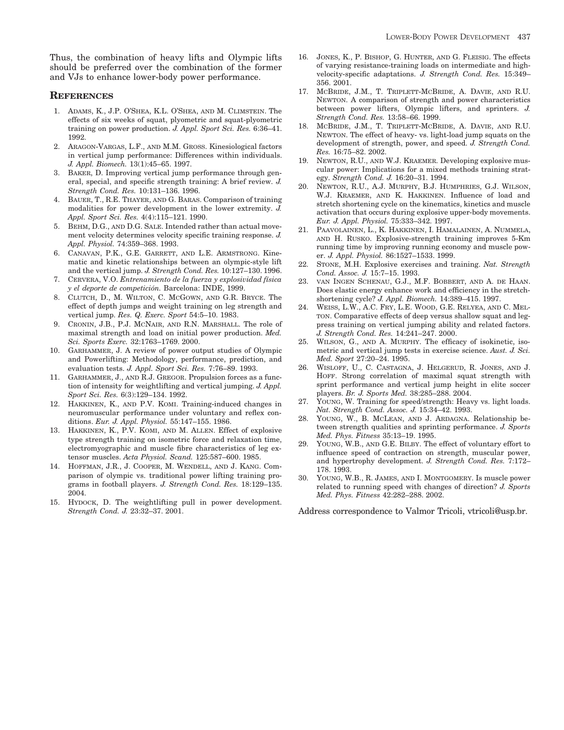Thus, the combination of heavy lifts and Olympic lifts should be preferred over the combination of the former and VJs to enhance lower-body power performance.

## References

1. Adams, K., J.P. O'Shea, K.L. O'Shea, and M. Climstein. The effects of six weeks of squat, plyometric and squat-plyometric training on power production. *J. Appl. Sport Sci. Res.* 6:36–41. 1992.
2. Aragon-Vargas, L.F., and M.M. Gross. Kinesiological factors in vertical jump performance: Differences within individuals. *J. Appl. Biomech.* 13(1):45–65. 1997.
3. Baker, D. Improving vertical jump performance through general, special, and specific strength training: A brief review. *J. Strength Cond. Res.* 10:131–136. 1996.
4. Bauer, T., R.E. Thayer, and G. Baras. Comparison of training modalities for power development in the lower extremity. *J. Appl. Sport Sci. Res.* 4(4):115–121. 1990.
5. Behm, D.G., and D.G. Sale. Intended rather than actual movement velocity determines velocity specific training response. *J. Appl. Physiol.* 74:359–368. 1993.
6. Canavan, P.K., G.E. Garrett, and L.E. Armstrong. Kinematic and kinetic relationships between an olympic-style lift and the vertical jump. *J. Strength Cond. Res.* 10:127–130. 1996.
7. Cervera, V.O. *Entrenamiento de la fuerza y explosividad física y el deporte de competición.* Barcelona: INDE, 1999.
8. Clutch, D., M. Wilton, C. McGown, and G.R. Bryce. The effect of depth jumps and weight training on leg strength and vertical jump. *Res. Q. Exerc. Sport* 54:5–10. 1983.
9. Cronin, J.B., P.J. McNair, and R.N. Marshall. The role of maximal strength and load on initial power production. *Med. Sci. Sports Exerc.* 32:1763–1769. 2000.
10. Garhammer, J. A review of power output studies of Olympic and Powerlifting: Methodology, performance, prediction, and evaluation tests. *J. Appl. Sport Sci. Res.* 7:76–89. 1993.
11. Garhammer, J., and R.J. Gregor. Propulsion forces as a function of intensity for weightlifting and vertical jumping. *J. Appl. Sport Sci. Res.* 6(3):129–134. 1992.
12. Hakkinen, K., and P.V. Komi. Training-induced changes in neuromuscular performance under voluntary and reflex conditions. *Eur. J. Appl. Physiol.* 55:147–155. 1986.
13. Hakkinen, K., P.V. Komi, and M. Allen. Effect of explosive type strength training on isometric force and relaxation time, electromyographic and muscle fibre characteristics of leg extensor muscles. *Acta Physiol. Scand.* 125:587–600. 1985.
14. Hoffman, J.R., J. Cooper, M. Wendell, and J. Kang. Comparison of olympic vs. traditional power lifting training programs in football players. *J. Strength Cond. Res.* 18:129–135. 2004.
15. Hydock, D. The weightlifting pull in power development. *Strength Cond. J.* 23:32–37. 2001.
16. Jones, K., P. Bishop, G. Hunter, and G. Fleisig. The effects of varying resistance-training loads on intermediate and high-velocity-specific adaptations. *J. Strength Cond. Res.* 15:349–356. 2001.
17. McBride, J.M., T. Triplett-McBride, A. Davie, and R.U. Newton. A comparison of strength and power characteristics between power lifters, Olympic lifters, and sprinters. *J. Strength Cond. Res.* 13:58–66. 1999.
18. McBride, J.M., T. Triplett-McBride, A. Davie, and R.U. Newton. The effect of heavy- vs. light-load jump squats on the development of strength, power, and speed. *J. Strength Cond. Res.* 16:75–82. 2002.
19. Newton, R.U., and W.J. Kraemer. Developing explosive muscular power: Implications for a mixed methods training strategy. *Strength Cond. J.* 16:20–31. 1994.
20. Newton, R.U., A.J. Murphy, B.J. Humphries, G.J. Wilson, W.J. Kraemer, and K. Hakkinen. Influence of load and stretch shortening cycle on the kinematics, kinetics and muscle activation that occurs during explosive upper-body movements. *Eur. J. Appl. Physiol.* 75:333–342. 1997.
21. Paavolainen, L., K. Hakkinen, I. Hamalainen, A. Nummela, and H. Rusko. Explosive-strength training improves 5-Km running time by improving running economy and muscle power. *J. Appl. Physiol.* 86:1527–1533. 1999.
22. Stone, M.H. Explosive exercises and training. *Nat. Strength Cond. Assoc. J.* 15:7–15. 1993.
23. van Ingen Schenau, G.J., M.F. Bobbert, and A. de Haan. Does elastic energy enhance work and efficiency in the stretch-shortening cycle? *J. Appl. Biomech.* 14:389–415. 1997.
24. Weiss, L.W., A.C. Fry, L.E. Wood, G.E. Relyea, and C. Melton. Comparative effects of deep versus shallow squat and leg-press training on vertical jumping ability and related factors. *J. Strength Cond. Res.* 14:241–247. 2000.
25. Wilson, G., and A. Murphy. The efficacy of isokinetic, isometric and vertical jump tests in exercise science. *Aust. J. Sci. Med. Sport* 27:20–24. 1995.
26. Wisloff, U., C. Castagna, J. Helgerud, R. Jones, and J. Hoff. Strong correlation of maximal squat strength with sprint performance and vertical jump height in elite soccer players. *Br. J. Sports Med.* 38:285–288. 2004.
27. Young, W. Training for speed/strength: Heavy vs. light loads. *Nat. Strength Cond. Assoc. J.* 15:34–42. 1993.
28. Young, W., B. McLean, and J. Ardagna. Relationship between strength qualities and sprinting performance. *J. Sports Med. Phys. Fitness* 35:13–19. 1995.
29. Young, W.B., and G.E. Bilby. The effect of voluntary effort to influence speed of contraction on strength, muscular power, and hypertrophy development. *J. Strength Cond. Res.* 7:172–178. 1993.
30. Young, W.B., R. James, and I. Montgomery. Is muscle power related to running speed with changes of direction? *J. Sports Med. Phys. Fitness* 42:282–288. 2002.

Address correspondence to Valmor Tricoli, vtricoli@usp.br.